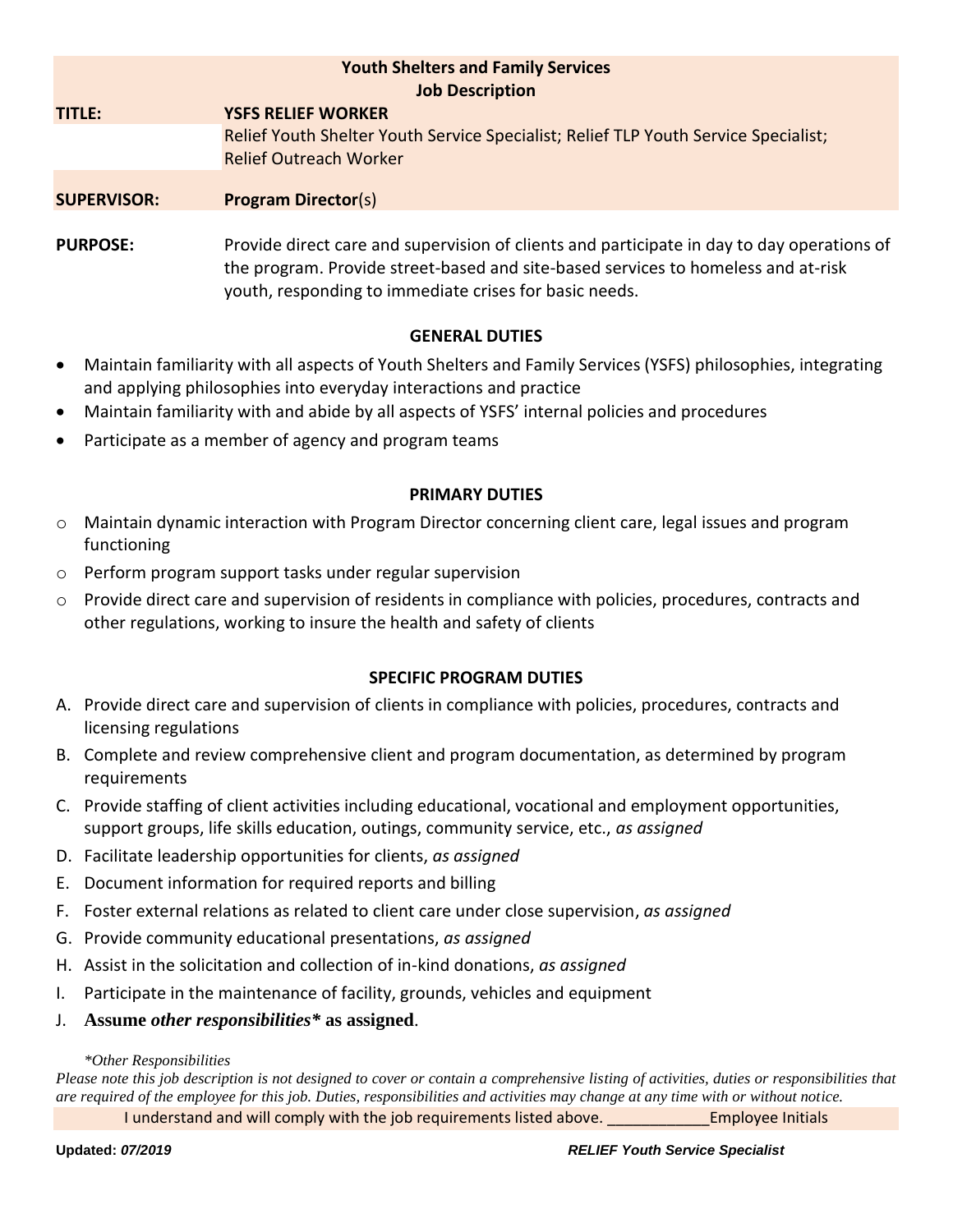**Youth Shelters and Family Services**
**Job Description**

**TITLE:** **YSFS RELIEF WORKER**
Relief Youth Shelter Youth Service Specialist; Relief TLP Youth Service Specialist; Relief Outreach Worker

**SUPERVISOR:** **Program Director**(s)

**PURPOSE:** Provide direct care and supervision of clients and participate in day to day operations of the program. Provide street-based and site-based services to homeless and at-risk youth, responding to immediate crises for basic needs.

## GENERAL DUTIES

- Maintain familiarity with all aspects of Youth Shelters and Family Services (YSFS) philosophies, integrating and applying philosophies into everyday interactions and practice
- Maintain familiarity with and abide by all aspects of YSFS' internal policies and procedures
- Participate as a member of agency and program teams

## PRIMARY DUTIES

- Maintain dynamic interaction with Program Director concerning client care, legal issues and program functioning
- Perform program support tasks under regular supervision
- Provide direct care and supervision of residents in compliance with policies, procedures, contracts and other regulations, working to insure the health and safety of clients

## SPECIFIC PROGRAM DUTIES

A. Provide direct care and supervision of clients in compliance with policies, procedures, contracts and licensing regulations
B. Complete and review comprehensive client and program documentation, as determined by program requirements
C. Provide staffing of client activities including educational, vocational and employment opportunities, support groups, life skills education, outings, community service, etc., *as assigned*
D. Facilitate leadership opportunities for clients, *as assigned*
E. Document information for required reports and billing
F. Foster external relations as related to client care under close supervision, *as assigned*
G. Provide community educational presentations, *as assigned*
H. Assist in the solicitation and collection of in-kind donations, *as assigned*
I. Participate in the maintenance of facility, grounds, vehicles and equipment
J. **Assume *other responsibilities** as assigned**.

*\*Other Responsibilities*
*Please note this job description is not designed to cover or contain a comprehensive listing of activities, duties or responsibilities that are required of the employee for this job. Duties, responsibilities and activities may change at any time with or without notice.*

I understand and will comply with the job requirements listed above. ____________Employee Initials

**Updated:** ***07/2019*** ***RELIEF Youth Service Specialist***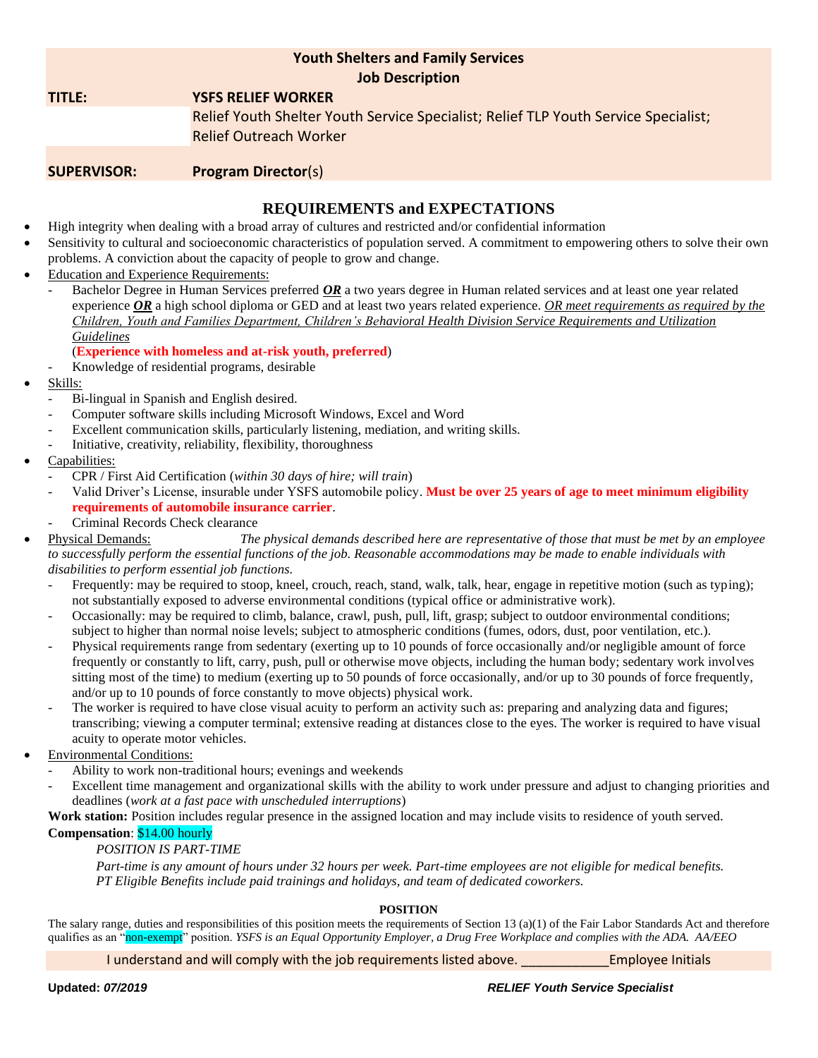**Youth Shelters and Family Services**
**Job Description**

**TITLE:** **YSFS RELIEF WORKER**
Relief Youth Shelter Youth Service Specialist; Relief TLP Youth Service Specialist; Relief Outreach Worker

**SUPERVISOR:** **Program Director**(s)

## REQUIREMENTS and EXPECTATIONS

- High integrity when dealing with a broad array of cultures and restricted and/or confidential information
- Sensitivity to cultural and socioeconomic characteristics of population served. A commitment to empowering others to solve their own problems. A conviction about the capacity of people to grow and change.
- Education and Experience Requirements:
  - Bachelor Degree in Human Services preferred ***OR*** a two years degree in Human related services and at least one year related experience ***OR*** a high school diploma or GED and at least two years related experience. *OR meet requirements as required by the Children, Youth and Families Department, Children's Behavioral Health Division Service Requirements and Utilization Guidelines*
    (**Experience with homeless and at-risk youth, preferred**)
  - Knowledge of residential programs, desirable
- Skills:
  - Bi-lingual in Spanish and English desired.
  - Computer software skills including Microsoft Windows, Excel and Word
  - Excellent communication skills, particularly listening, mediation, and writing skills.
  - Initiative, creativity, reliability, flexibility, thoroughness
- Capabilities:
  - CPR / First Aid Certification (*within 30 days of hire; will train*)
  - Valid Driver's License, insurable under YSFS automobile policy. **Must be over 25 years of age to meet minimum eligibility requirements of automobile insurance carrier**.
  - Criminal Records Check clearance
- Physical Demands: *The physical demands described here are representative of those that must be met by an employee to successfully perform the essential functions of the job. Reasonable accommodations may be made to enable individuals with disabilities to perform essential job functions.*
  - Frequently: may be required to stoop, kneel, crouch, reach, stand, walk, talk, hear, engage in repetitive motion (such as typing); not substantially exposed to adverse environmental conditions (typical office or administrative work).
  - Occasionally: may be required to climb, balance, crawl, push, pull, lift, grasp; subject to outdoor environmental conditions; subject to higher than normal noise levels; subject to atmospheric conditions (fumes, odors, dust, poor ventilation, etc.).
  - Physical requirements range from sedentary (exerting up to 10 pounds of force occasionally and/or negligible amount of force frequently or constantly to lift, carry, push, pull or otherwise move objects, including the human body; sedentary work involves sitting most of the time) to medium (exerting up to 50 pounds of force occasionally, and/or up to 30 pounds of force frequently, and/or up to 10 pounds of force constantly to move objects) physical work.
  - The worker is required to have close visual acuity to perform an activity such as: preparing and analyzing data and figures; transcribing; viewing a computer terminal; extensive reading at distances close to the eyes. The worker is required to have visual acuity to operate motor vehicles.
- Environmental Conditions:
  - Ability to work non-traditional hours; evenings and weekends
  - Excellent time management and organizational skills with the ability to work under pressure and adjust to changing priorities and deadlines (*work at a fast pace with unscheduled interruptions*)

**Work station:** Position includes regular presence in the assigned location and may include visits to residence of youth served.

**Compensation**: $14.00 hourly

*POSITION IS PART-TIME*

*Part-time is any amount of hours under 32 hours per week. Part-time employees are not eligible for medical benefits. PT Eligible Benefits include paid trainings and holidays, and team of dedicated coworkers.*

**POSITION**

The salary range, duties and responsibilities of this position meets the requirements of Section 13 (a)(1) of the Fair Labor Standards Act and therefore qualifies as an "non-exempt" position. *YSFS is an Equal Opportunity Employer, a Drug Free Workplace and complies with the ADA. AA/EEO*

I understand and will comply with the job requirements listed above. ____________Employee Initials

**Updated:** ***07/2019*** ***RELIEF Youth Service Specialist***